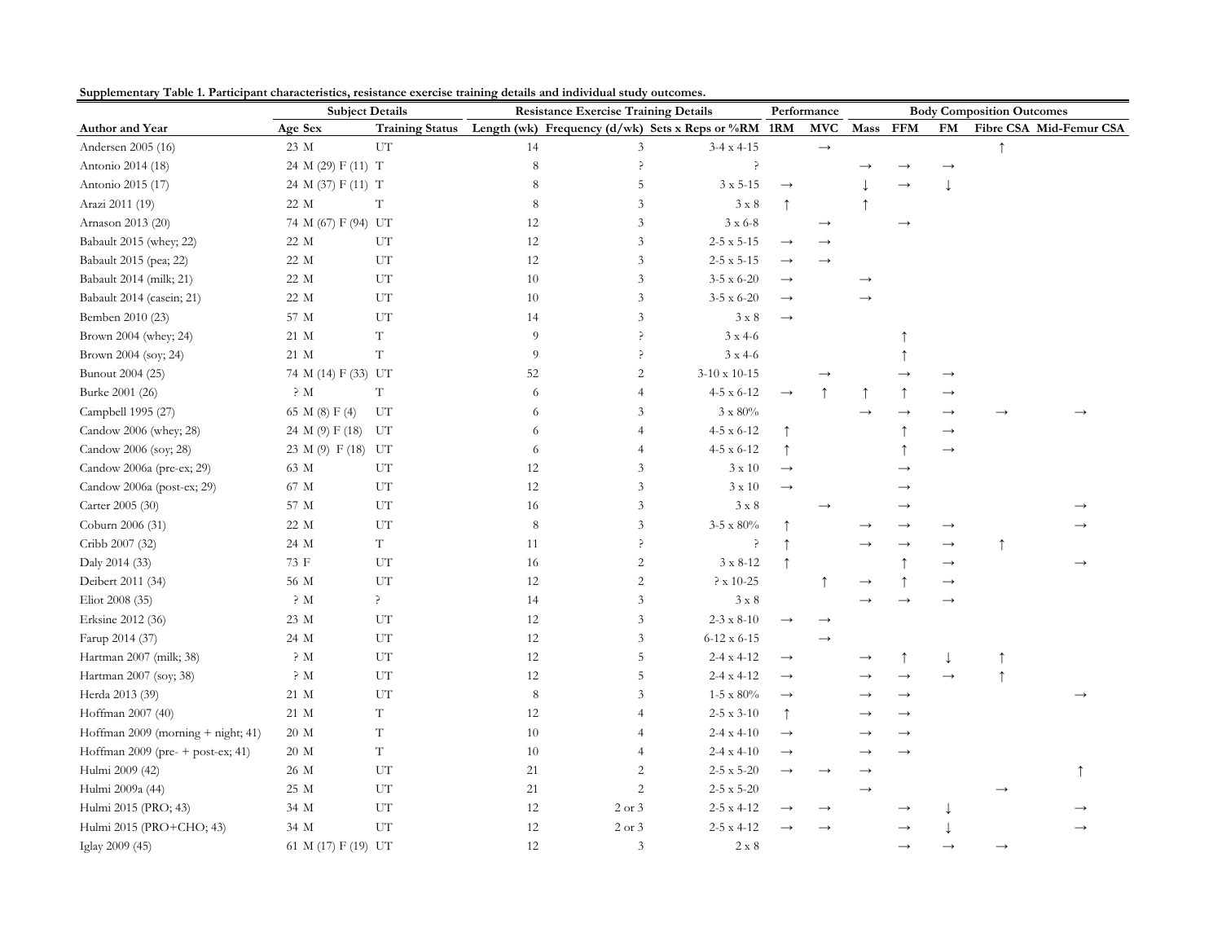**Supplementary Table 1. Participant characteristics, resistance exercise training details and individual study outcomes.**

| | Subject Details | | | Resistance Exercise Training Details | | | Performance | | Body Composition Outcomes | | | | |
|---|---|---|---|---|---|---|---|---|---|---|---|---|---|
| **Author and Year** | **Age** | **Sex** | **Training Status** | **Length (wk)** | **Frequency (d/wk)** | **Sets x Reps or %RM** | **1RM** | **MVC** | **Mass** | **FFM** | **FM** | **Fibre CSA** | **Mid-Femur CSA** |
| Andersen 2005 (16) | 23 | M | UT | 14 | 3 | 3-4 x 4-15 | | → | | | | ↑ | |
| Antonio 2014 (18) | 24 | M (29) F (11) | T | 8 | ? | ? | | | → | → | → | | |
| Antonio 2015 (17) | 24 | M (37) F (11) | T | 8 | 5 | 3 x 5-15 | → | | ↓ | → | ↓ | | |
| Arazi 2011 (19) | 22 | M | T | 8 | 3 | 3 x 8 | ↑ | | ↑ | | | | |
| Arnason 2013 (20) | 74 | M (67) F (94) | UT | 12 | 3 | 3 x 6-8 | | → | | → | | | |
| Babault 2015 (whey; 22) | 22 | M | UT | 12 | 3 | 2-5 x 5-15 | → | → | | | | | |
| Babault 2015 (pea; 22) | 22 | M | UT | 12 | 3 | 2-5 x 5-15 | → | → | | | | | |
| Babault 2014 (milk; 21) | 22 | M | UT | 10 | 3 | 3-5 x 6-20 | → | | → | | | | |
| Babault 2014 (casein; 21) | 22 | M | UT | 10 | 3 | 3-5 x 6-20 | → | | → | | | | |
| Bemben 2010 (23) | 57 | M | UT | 14 | 3 | 3 x 8 | → | | | | | | |
| Brown 2004 (whey; 24) | 21 | M | T | 9 | ? | 3 x 4-6 | | | | ↑ | | | |
| Brown 2004 (soy; 24) | 21 | M | T | 9 | ? | 3 x 4-6 | | | | ↑ | | | |
| Bunout 2004 (25) | 74 | M (14) F (33) | UT | 52 | 2 | 3-10 x 10-15 | | → | | → | → | | |
| Burke 2001 (26) | ? | M | T | 6 | 4 | 4-5 x 6-12 | → | ↑ | ↑ | ↑ | → | | |
| Campbell 1995 (27) | 65 | M (8) F (4) | UT | 6 | 3 | 3 x 80% | | | → | → | → | → | → |
| Candow 2006 (whey; 28) | 24 | M (9) F (18) | UT | 6 | 4 | 4-5 x 6-12 | ↑ | | | ↑ | → | | |
| Candow 2006 (soy; 28) | 23 | M (9) F (18) | UT | 6 | 4 | 4-5 x 6-12 | ↑ | | | ↑ | → | | |
| Candow 2006a (pre-ex; 29) | 63 | M | UT | 12 | 3 | 3 x 10 | → | | | → | | | |
| Candow 2006a (post-ex; 29) | 67 | M | UT | 12 | 3 | 3 x 10 | → | | | → | | | |
| Carter 2005 (30) | 57 | M | UT | 16 | 3 | 3 x 8 | | → | | → | | | → |
| Coburn 2006 (31) | 22 | M | UT | 8 | 3 | 3-5 x 80% | ↑ | | → | → | → | | → |
| Cribb 2007 (32) | 24 | M | T | 11 | ? | ? | ↑ | | → | → | → | ↑ | |
| Daly 2014 (33) | 73 | F | UT | 16 | 2 | 3 x 8-12 | ↑ | | | ↑ | → | | → |
| Deibert 2011 (34) | 56 | M | UT | 12 | 2 | ? x 10-25 | | ↑ | → | ↑ | → | | |
| Eliot 2008 (35) | ? | M | ? | 14 | 3 | 3 x 8 | | | → | → | → | | |
| Erksine 2012 (36) | 23 | M | UT | 12 | 3 | 2-3 x 8-10 | → | → | | | | | |
| Farup 2014 (37) | 24 | M | UT | 12 | 3 | 6-12 x 6-15 | | → | | | | | |
| Hartman 2007 (milk; 38) | ? | M | UT | 12 | 5 | 2-4 x 4-12 | → | | → | ↑ | ↓ | ↑ | |
| Hartman 2007 (soy; 38) | ? | M | UT | 12 | 5 | 2-4 x 4-12 | → | | → | → | → | ↑ | |
| Herda 2013 (39) | 21 | M | UT | 8 | 3 | 1-5 x 80% | → | | → | → | | | → |
| Hoffman 2007 (40) | 21 | M | T | 12 | 4 | 2-5 x 3-10 | ↑ | | → | → | | | |
| Hoffman 2009 (morning + night; 41) | 20 | M | T | 10 | 4 | 2-4 x 4-10 | → | | → | → | | | |
| Hoffman 2009 (pre- + post-ex; 41) | 20 | M | T | 10 | 4 | 2-4 x 4-10 | → | | → | → | | | |
| Hulmi 2009 (42) | 26 | M | UT | 21 | 2 | 2-5 x 5-20 | → | → | → | | | | ↑ |
| Hulmi 2009a (44) | 25 | M | UT | 21 | 2 | 2-5 x 5-20 | | | → | | | → | |
| Hulmi 2015 (PRO; 43) | 34 | M | UT | 12 | 2 or 3 | 2-5 x 4-12 | → | → | | → | ↓ | | → |
| Hulmi 2015 (PRO+CHO; 43) | 34 | M | UT | 12 | 2 or 3 | 2-5 x 4-12 | → | → | | → | ↓ | | → |
| Iglay 2009 (45) | 61 | M (17) F (19) | UT | 12 | 3 | 2 x 8 | | | | → | → | → | |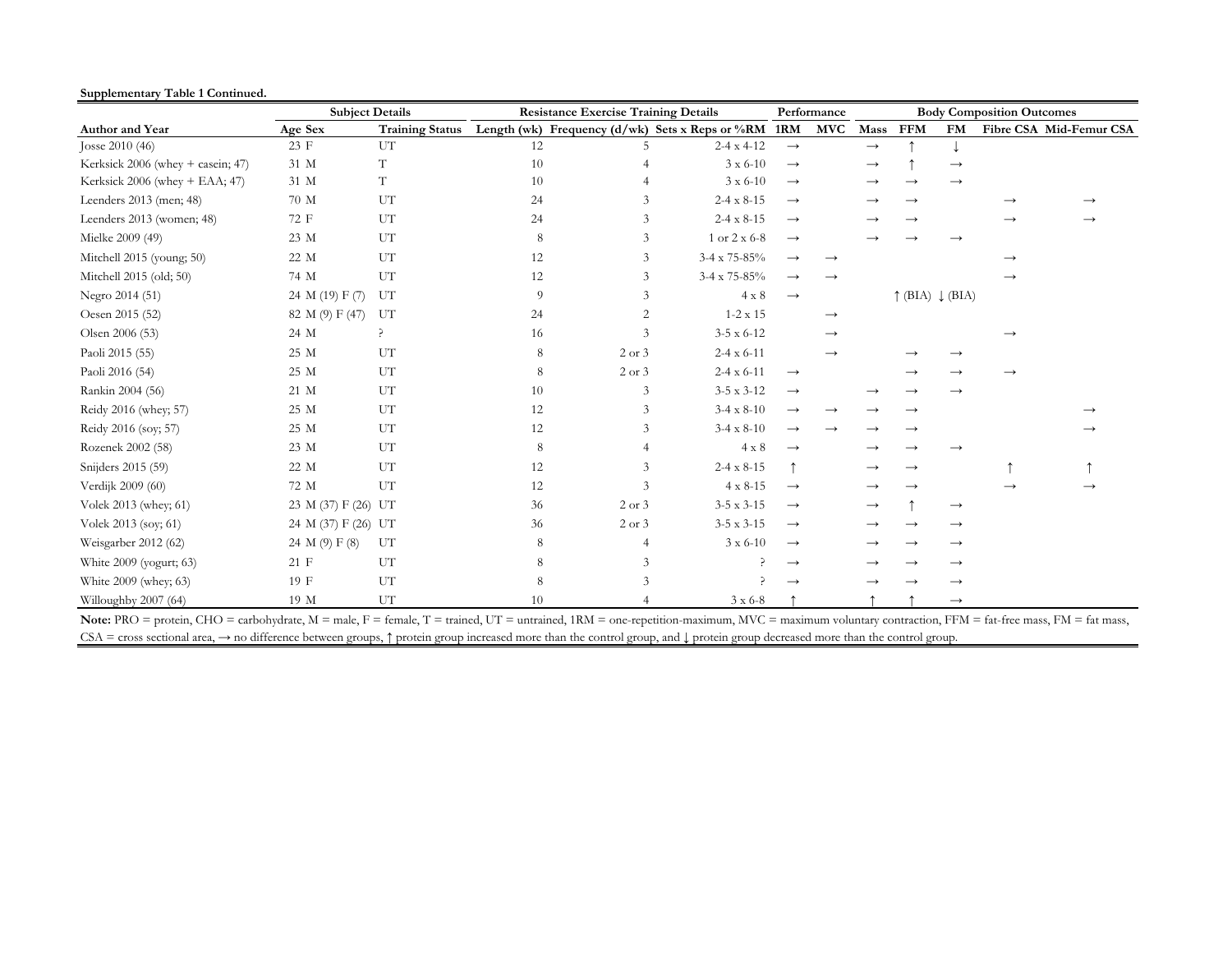**Supplementary Table 1 Continued.**

| | Subject Details | | | Resistance Exercise Training Details | | | Performance | | Body Composition Outcomes | | | | |
|---|---|---|---|---|---|---|---|---|---|---|---|---|---|
| **Author and Year** | **Age** | **Sex** | **Training Status** | **Length (wk)** | **Frequency (d/wk)** | **Sets x Reps or %RM** | **1RM** | **MVC** | **Mass** | **FFM** | **FM** | **Fibre CSA** | **Mid-Femur CSA** |
| Josse 2010 (46) | 23 | F | UT | 12 | 5 | 2-4 x 4-12 | → | | → | ↑ | ↓ | | |
| Kerksick 2006 (whey + casein; 47) | 31 | M | T | 10 | 4 | 3 x 6-10 | → | | → | ↑ | → | | |
| Kerksick 2006 (whey + EAA; 47) | 31 | M | T | 10 | 4 | 3 x 6-10 | → | | → | → | → | | |
| Leenders 2013 (men; 48) | 70 | M | UT | 24 | 3 | 2-4 x 8-15 | → | | → | → | | → | → |
| Leenders 2013 (women; 48) | 72 | F | UT | 24 | 3 | 2-4 x 8-15 | → | | → | → | | → | → |
| Mielke 2009 (49) | 23 | M | UT | 8 | 3 | 1 or 2 x 6-8 | → | | → | → | → | | |
| Mitchell 2015 (young; 50) | 22 | M | UT | 12 | 3 | 3-4 x 75-85% | → | → | | | | → | |
| Mitchell 2015 (old; 50) | 74 | M | UT | 12 | 3 | 3-4 x 75-85% | → | → | | | | → | |
| Negro 2014 (51) | 24 | M (19) F (7) | UT | 9 | 3 | 4 x 8 | → | | | ↑ (BIA) | ↓ (BIA) | | |
| Oesen 2015 (52) | 82 | M (9) F (47) | UT | 24 | 2 | 1-2 x 15 | | → | | | | | |
| Olsen 2006 (53) | 24 | M | ? | 16 | 3 | 3-5 x 6-12 | | → | | | | → | |
| Paoli 2015 (55) | 25 | M | UT | 8 | 2 or 3 | 2-4 x 6-11 | | → | | → | → | | |
| Paoli 2016 (54) | 25 | M | UT | 8 | 2 or 3 | 2-4 x 6-11 | → | | | → | → | → | |
| Rankin 2004 (56) | 21 | M | UT | 10 | 3 | 3-5 x 3-12 | → | | → | → | → | | |
| Reidy 2016 (whey; 57) | 25 | M | UT | 12 | 3 | 3-4 x 8-10 | → | → | → | → | | | → |
| Reidy 2016 (soy; 57) | 25 | M | UT | 12 | 3 | 3-4 x 8-10 | → | → | → | → | | | → |
| Rozenek 2002 (58) | 23 | M | UT | 8 | 4 | 4 x 8 | → | | → | → | → | | |
| Snijders 2015 (59) | 22 | M | UT | 12 | 3 | 2-4 x 8-15 | ↑ | | → | → | | ↑ | ↑ |
| Verdijk 2009 (60) | 72 | M | UT | 12 | 3 | 4 x 8-15 | → | | → | → | | → | → |
| Volek 2013 (whey; 61) | 23 | M (37) F (26) | UT | 36 | 2 or 3 | 3-5 x 3-15 | → | | → | ↑ | → | | |
| Volek 2013 (soy; 61) | 24 | M (37) F (26) | UT | 36 | 2 or 3 | 3-5 x 3-15 | → | | → | → | → | | |
| Weisgarber 2012 (62) | 24 | M (9) F (8) | UT | 8 | 4 | 3 x 6-10 | → | | → | → | → | | |
| White 2009 (yogurt; 63) | 21 | F | UT | 8 | 3 | ? | → | | → | → | → | | |
| White 2009 (whey; 63) | 19 | F | UT | 8 | 3 | ? | → | | → | → | → | | |
| Willoughby 2007 (64) | 19 | M | UT | 10 | 4 | 3 x 6-8 | ↑ | | ↑ | ↑ | → | | |

**Note:** PRO = protein, CHO = carbohydrate, M = male, F = female, T = trained, UT = untrained, 1RM = one-repetition-maximum, MVC = maximum voluntary contraction, FFM = fat-free mass, FM = fat mass, CSA = cross sectional area, → no difference between groups, ↑ protein group increased more than the control group, and ↓ protein group decreased more than the control group.